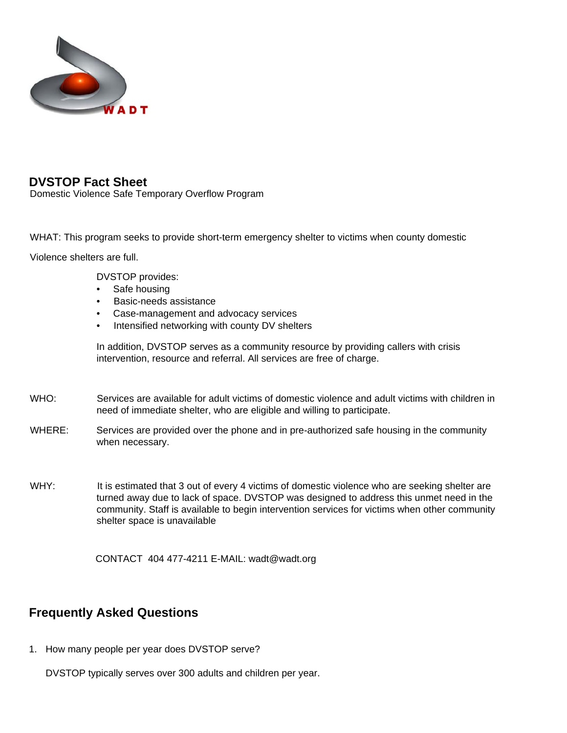WADT

## DVSTOP Fact Sheet

Domestic Violence Safe Temporary Overflow Program

WHAT: This program seeks to provide short-term emergency shelter to victims when county domestic Violence shelters are full.

DVSTOP provides:

- Safe housing
- Basic-needs assistance
- Case-management and advocacy services
- Intensified networking with county DV shelters

In addition, DVSTOP serves as a community resource by providing callers with crisis intervention, resource and referral. All services are free of charge.

WHO: Services are available for adult victims of domestic violence and adult victims with children in need of immediate shelter, who are eligible and willing to participate.

WHERE: Services are provided over the phone and in pre-authorized safe housing in the community when necessary.

WHY: It is estimated that 3 out of every 4 victims of domestic violence who are seeking shelter are turned away due to lack of space. DVSTOP was designed to address this unmet need in the community. Staff is available to begin intervention services for victims when other community shelter space is unavailable

CONTACT 404 477-4211 E-MAIL: wadt@wadt.org

## Frequently Asked Questions

1. How many people per year does DVSTOP serve?

   DVSTOP typically serves over 300 adults and children per year.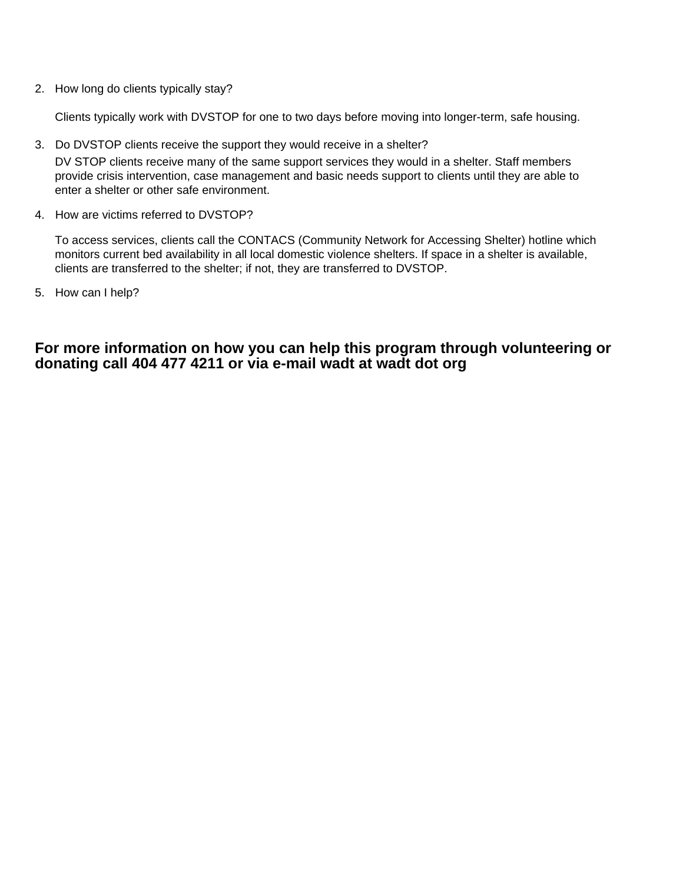2. How long do clients typically stay?

   Clients typically work with DVSTOP for one to two days before moving into longer-term, safe housing.

3. Do DVSTOP clients receive the support they would receive in a shelter?

   DV STOP clients receive many of the same support services they would in a shelter. Staff members provide crisis intervention, case management and basic needs support to clients until they are able to enter a shelter or other safe environment.

4. How are victims referred to DVSTOP?

   To access services, clients call the CONTACS (Community Network for Accessing Shelter) hotline which monitors current bed availability in all local domestic violence shelters. If space in a shelter is available, clients are transferred to the shelter; if not, they are transferred to DVSTOP.

5. How can I help?

**For more information on how you can help this program through volunteering or donating call 404 477 4211 or via e-mail wadt at wadt dot org**